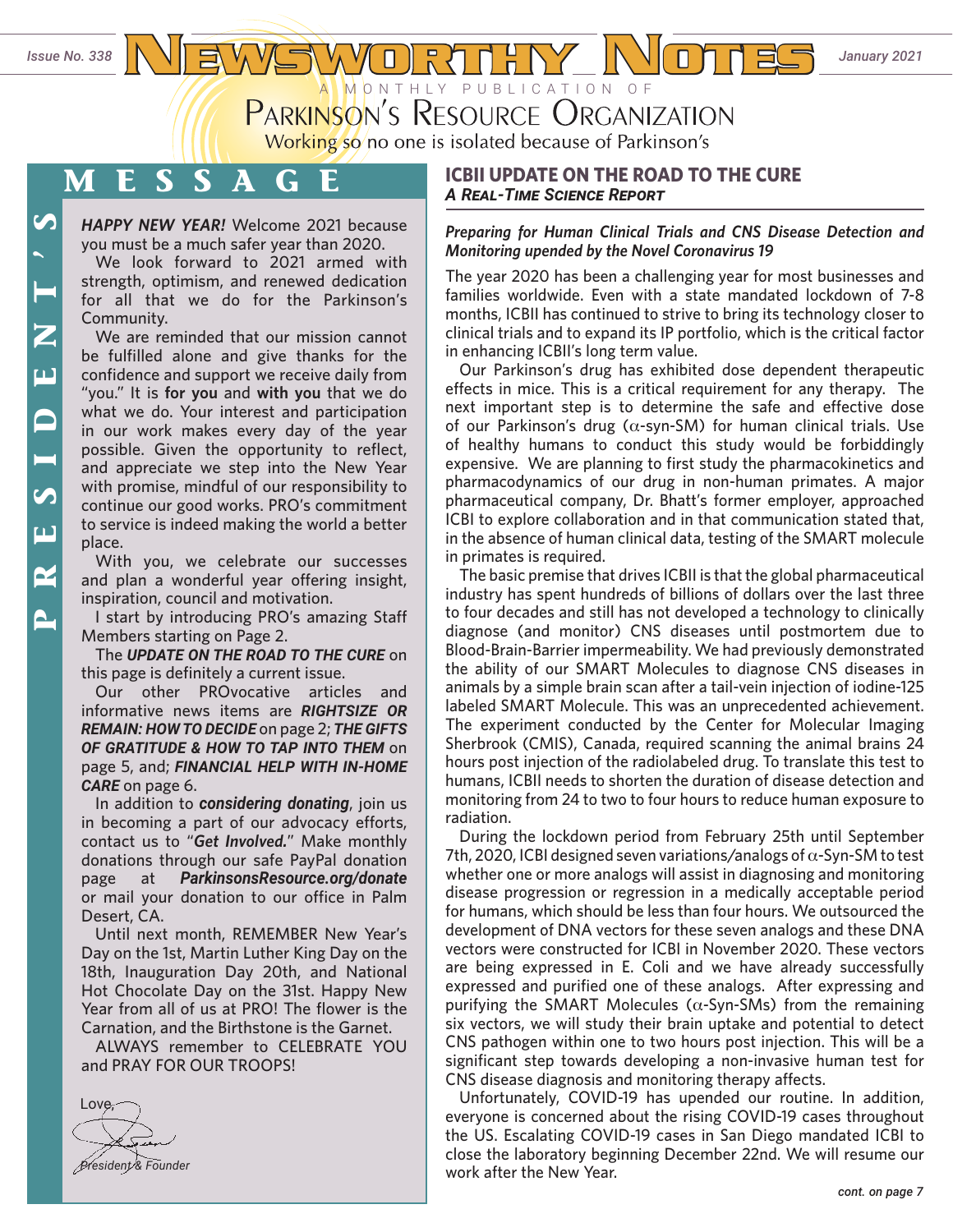Issue No. 338

# Newsworthy Notes

January 2021

A MONTHLY PUBLICATION OF

PARKINSON'S RESOURCE ORGANIZATION

Working so no one is isolated because of Parkinson's

## PRESIDENT'S MESSAGE

***HAPPY NEW YEAR!*** Welcome 2021 because you must be a much safer year than 2020.

We look forward to 2021 armed with strength, optimism, and renewed dedication for all that we do for the Parkinson's Community.

We are reminded that our mission cannot be fulfilled alone and give thanks for the confidence and support we receive daily from "you." It is **for you** and **with you** that we do what we do. Your interest and participation in our work makes every day of the year possible. Given the opportunity to reflect, and appreciate we step into the New Year with promise, mindful of our responsibility to continue our good works. PRO's commitment to service is indeed making the world a better place.

With you, we celebrate our successes and plan a wonderful year offering insight, inspiration, council and motivation.

I start by introducing PRO's amazing Staff Members starting on Page 2.

The ***UPDATE ON THE ROAD TO THE CURE*** on this page is definitely a current issue.

Our other PROvocative articles and informative news items are ***RIGHTSIZE OR REMAIN: HOW TO DECIDE*** on page 2; ***THE GIFTS OF GRATITUDE & HOW TO TAP INTO THEM*** on page 5, and; ***FINANCIAL HELP WITH IN-HOME CARE*** on page 6.

In addition to ***considering donating***, join us in becoming a part of our advocacy efforts, contact us to "***Get Involved.***" Make monthly donations through our safe PayPal donation page at ***ParkinsonsResource.org/donate*** or mail your donation to our office in Palm Desert, CA.

Until next month, REMEMBER New Year's Day on the 1st, Martin Luther King Day on the 18th, Inauguration Day 20th, and National Hot Chocolate Day on the 31st. Happy New Year from all of us at PRO! The flower is the Carnation, and the Birthstone is the Garnet.

ALWAYS remember to CELEBRATE YOU and PRAY FOR OUR TROOPS!

Love,

*President & Founder*

## ICBII UPDATE ON THE ROAD TO THE CURE

### *A Real-Time Science Report*

***Preparing for Human Clinical Trials and CNS Disease Detection and Monitoring upended by the Novel Coronavirus 19***

The year 2020 has been a challenging year for most businesses and families worldwide. Even with a state mandated lockdown of 7-8 months, ICBII has continued to strive to bring its technology closer to clinical trials and to expand its IP portfolio, which is the critical factor in enhancing ICBII's long term value.

Our Parkinson's drug has exhibited dose dependent therapeutic effects in mice. This is a critical requirement for any therapy. The next important step is to determine the safe and effective dose of our Parkinson's drug ($\alpha$-syn-SM) for human clinical trials. Use of healthy humans to conduct this study would be forbiddingly expensive. We are planning to first study the pharmacokinetics and pharmacodynamics of our drug in non-human primates. A major pharmaceutical company, Dr. Bhatt's former employer, approached ICBI to explore collaboration and in that communication stated that, in the absence of human clinical data, testing of the SMART molecule in primates is required.

The basic premise that drives ICBII is that the global pharmaceutical industry has spent hundreds of billions of dollars over the last three to four decades and still has not developed a technology to clinically diagnose (and monitor) CNS diseases until postmortem due to Blood-Brain-Barrier impermeability. We had previously demonstrated the ability of our SMART Molecules to diagnose CNS diseases in animals by a simple brain scan after a tail-vein injection of iodine-125 labeled SMART Molecule. This was an unprecedented achievement. The experiment conducted by the Center for Molecular Imaging Sherbrook (CMIS), Canada, required scanning the animal brains 24 hours post injection of the radiolabeled drug. To translate this test to humans, ICBII needs to shorten the duration of disease detection and monitoring from 24 to two to four hours to reduce human exposure to radiation.

During the lockdown period from February 25th until September 7th, 2020, ICBI designed seven variations/analogs of $\alpha$-Syn-SM to test whether one or more analogs will assist in diagnosing and monitoring disease progression or regression in a medically acceptable period for humans, which should be less than four hours. We outsourced the development of DNA vectors for these seven analogs and these DNA vectors were constructed for ICBI in November 2020. These vectors are being expressed in E. Coli and we have already successfully expressed and purified one of these analogs. After expressing and purifying the SMART Molecules ($\alpha$-Syn-SMs) from the remaining six vectors, we will study their brain uptake and potential to detect CNS pathogen within one to two hours post injection. This will be a significant step towards developing a non-invasive human test for CNS disease diagnosis and monitoring therapy affects.

Unfortunately, COVID-19 has upended our routine. In addition, everyone is concerned about the rising COVID-19 cases throughout the US. Escalating COVID-19 cases in San Diego mandated ICBI to close the laboratory beginning December 22nd. We will resume our work after the New Year.

*cont. on page 7*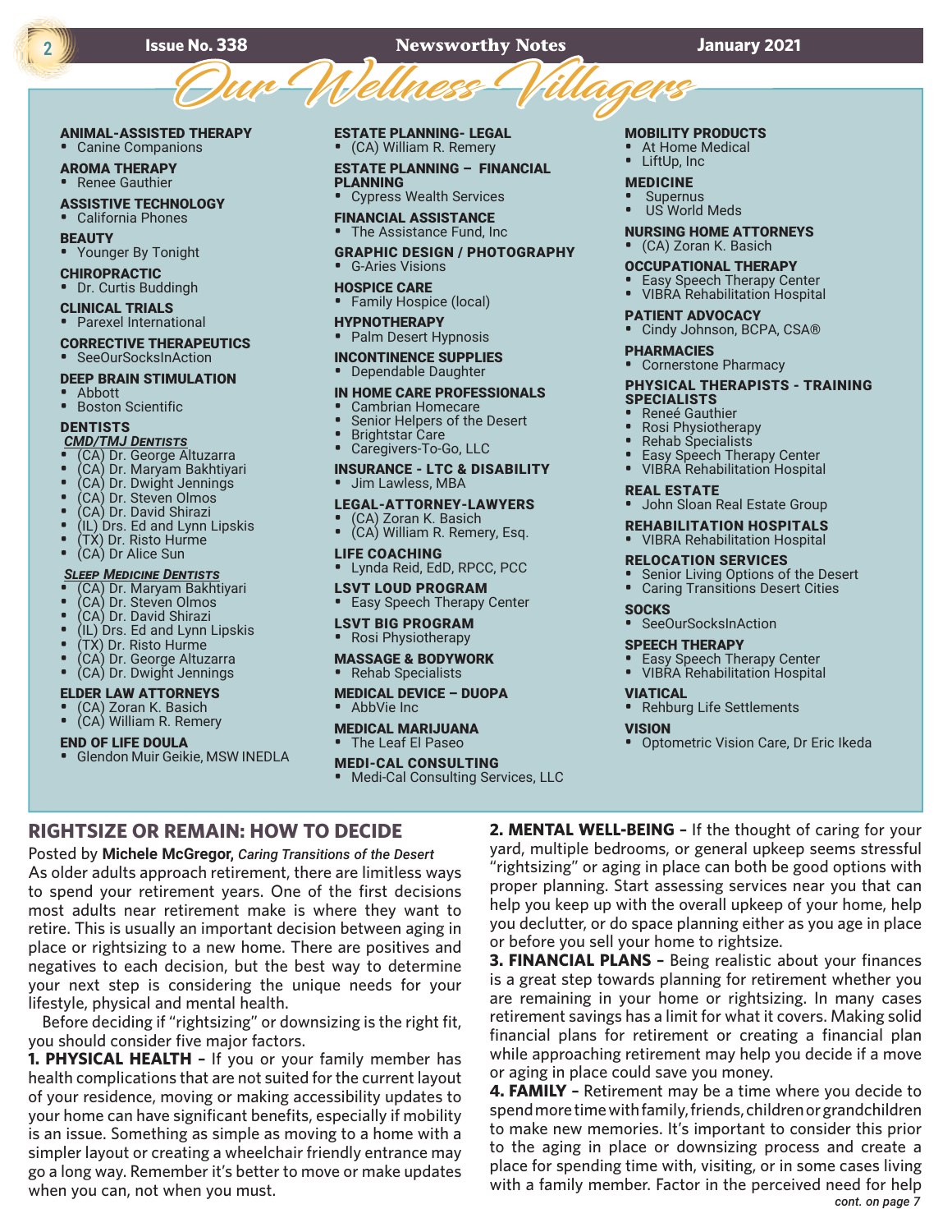# Our Wellness Villagers

**ANIMAL-ASSISTED THERAPY**
- Canine Companions

**AROMA THERAPY**
- Renee Gauthier

**ASSISTIVE TECHNOLOGY**
- California Phones

**BEAUTY**
- Younger By Tonight

**CHIROPRACTIC**
- Dr. Curtis Buddingh

**CLINICAL TRIALS**
- Parexel International

**CORRECTIVE THERAPEUTICS**
- SeeOurSocksInAction

**DEEP BRAIN STIMULATION**
- Abbott
- Boston Scientific

**DENTISTS**

***CMD/TMJ Dentists***
- (CA) Dr. George Altuzarra
- (CA) Dr. Maryam Bakhtiyari
- (CA) Dr. Dwight Jennings
- (CA) Dr. Steven Olmos
- (CA) Dr. David Shirazi
- (IL) Drs. Ed and Lynn Lipskis
- (TX) Dr. Risto Hurme
- (CA) Dr Alice Sun

***Sleep Medicine Dentists***
- (CA) Dr. Maryam Bakhtiyari
- (CA) Dr. Steven Olmos
- (CA) Dr. David Shirazi
- (IL) Drs. Ed and Lynn Lipskis
- (TX) Dr. Risto Hurme
- (CA) Dr. George Altuzarra
- (CA) Dr. Dwight Jennings

**ELDER LAW ATTORNEYS**
- (CA) Zoran K. Basich
- (CA) William R. Remery

**END OF LIFE DOULA**
- Glendon Muir Geikie, MSW INEDLA

**ESTATE PLANNING- LEGAL**
- (CA) William R. Remery

**ESTATE PLANNING – FINANCIAL PLANNING**
- Cypress Wealth Services

**FINANCIAL ASSISTANCE**
- The Assistance Fund, Inc

**GRAPHIC DESIGN / PHOTOGRAPHY**
- G-Aries Visions

**HOSPICE CARE**
- Family Hospice (local)

**HYPNOTHERAPY**
- Palm Desert Hypnosis

**INCONTINENCE SUPPLIES**
- Dependable Daughter

**IN HOME CARE PROFESSIONALS**
- Cambrian Homecare
- Senior Helpers of the Desert
- Brightstar Care
- Caregivers-To-Go, LLC

**INSURANCE - LTC & DISABILITY**
- Jim Lawless, MBA

**LEGAL-ATTORNEY-LAWYERS**
- (CA) Zoran K. Basich
- (CA) William R. Remery, Esq.

**LIFE COACHING**
- Lynda Reid, EdD, RPCC, PCC

**LSVT LOUD PROGRAM**
- Easy Speech Therapy Center

**LSVT BIG PROGRAM**
- Rosi Physiotherapy

**MASSAGE & BODYWORK**
- Rehab Specialists

**MEDICAL DEVICE – DUOPA**
- AbbVie Inc

**MEDICAL MARIJUANA**
- The Leaf El Paseo

**MEDI-CAL CONSULTING**
- Medi-Cal Consulting Services, LLC

**MOBILITY PRODUCTS**
- At Home Medical
- LiftUp, Inc

**MEDICINE**
- Supernus
- US World Meds

**NURSING HOME ATTORNEYS**
- (CA) Zoran K. Basich

**OCCUPATIONAL THERAPY**
- Easy Speech Therapy Center
- VIBRA Rehabilitation Hospital

**PATIENT ADVOCACY**
- Cindy Johnson, BCPA, CSA®

**PHARMACIES**
- Cornerstone Pharmacy

**PHYSICAL THERAPISTS - TRAINING SPECIALISTS**
- Reneé Gauthier
- Rosi Physiotherapy
- Rehab Specialists
- Easy Speech Therapy Center
- VIBRA Rehabilitation Hospital

**REAL ESTATE**
- John Sloan Real Estate Group

**REHABILITATION HOSPITALS**
- VIBRA Rehabilitation Hospital

**RELOCATION SERVICES**
- Senior Living Options of the Desert
- Caring Transitions Desert Cities

**SOCKS**
- SeeOurSocksInAction

**SPEECH THERAPY**
- Easy Speech Therapy Center
- VIBRA Rehabilitation Hospital

**VIATICAL**
- Rehburg Life Settlements

**VISION**
- Optometric Vision Care, Dr Eric Ikeda

## RIGHTSIZE OR REMAIN: HOW TO DECIDE

Posted by **Michele McGregor,** *Caring Transitions of the Desert*

As older adults approach retirement, there are limitless ways to spend your retirement years. One of the first decisions most adults near retirement make is where they want to retire. This is usually an important decision between aging in place or rightsizing to a new home. There are positives and negatives to each decision, but the best way to determine your next step is considering the unique needs for your lifestyle, physical and mental health.

Before deciding if "rightsizing" or downsizing is the right fit, you should consider five major factors.

**1. PHYSICAL HEALTH –** If you or your family member has health complications that are not suited for the current layout of your residence, moving or making accessibility updates to your home can have significant benefits, especially if mobility is an issue. Something as simple as moving to a home with a simpler layout or creating a wheelchair friendly entrance may go a long way. Remember it's better to move or make updates when you can, not when you must.

**2. MENTAL WELL-BEING –** If the thought of caring for your yard, multiple bedrooms, or general upkeep seems stressful "rightsizing" or aging in place can both be good options with proper planning. Start assessing services near you that can help you keep up with the overall upkeep of your home, help you declutter, or do space planning either as you age in place or before you sell your home to rightsize.

**3. FINANCIAL PLANS –** Being realistic about your finances is a great step towards planning for retirement whether you are remaining in your home or rightsizing. In many cases retirement savings has a limit for what it covers. Making solid financial plans for retirement or creating a financial plan while approaching retirement may help you decide if a move or aging in place could save you money.

**4. FAMILY –** Retirement may be a time where you decide to spend more time with family, friends, children or grandchildren to make new memories. It's important to consider this prior to the aging in place or downsizing process and create a place for spending time with, visiting, or in some cases living with a family member. Factor in the perceived need for help

*cont. on page 7*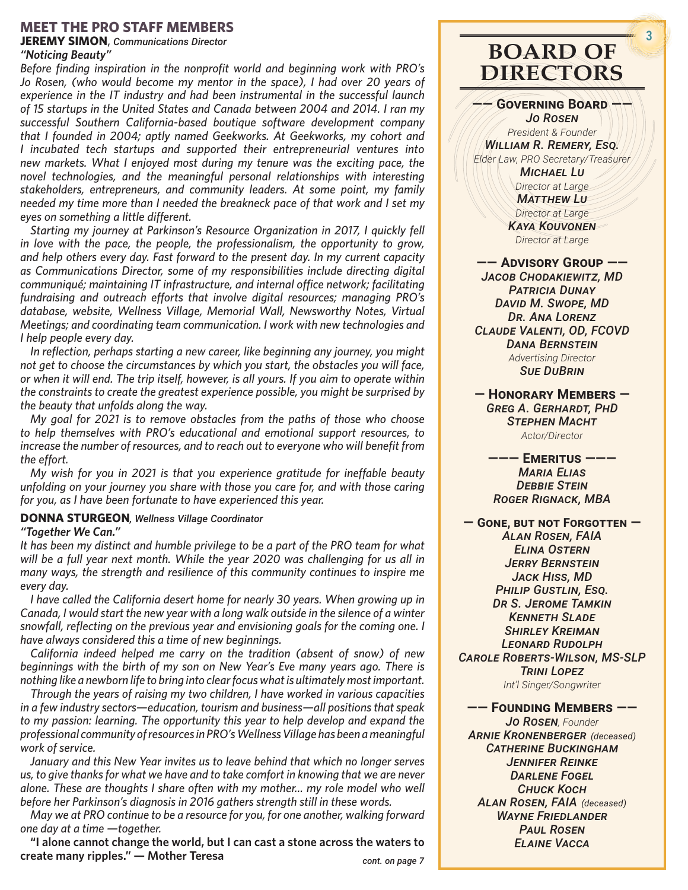# MEET THE PRO STAFF MEMBERS

## JEREMY SIMON, *Communications Director*

***"Noticing Beauty"***

*Before finding inspiration in the nonprofit world and beginning work with PRO's Jo Rosen, (who would become my mentor in the space), I had over 20 years of experience in the IT industry and had been instrumental in the successful launch of 15 startups in the United States and Canada between 2004 and 2014. I ran my successful Southern California-based boutique software development company that I founded in 2004; aptly named Geekworks. At Geekworks, my cohort and I incubated tech startups and supported their entrepreneurial ventures into new markets. What I enjoyed most during my tenure was the exciting pace, the novel technologies, and the meaningful personal relationships with interesting stakeholders, entrepreneurs, and community leaders. At some point, my family needed my time more than I needed the breakneck pace of that work and I set my eyes on something a little different.*

*Starting my journey at Parkinson's Resource Organization in 2017, I quickly fell in love with the pace, the people, the professionalism, the opportunity to grow, and help others every day. Fast forward to the present day. In my current capacity as Communications Director, some of my responsibilities include directing digital communiqué; maintaining IT infrastructure, and internal office network; facilitating fundraising and outreach efforts that involve digital resources; managing PRO's database, website, Wellness Village, Memorial Wall, Newsworthy Notes, Virtual Meetings; and coordinating team communication. I work with new technologies and I help people every day.*

*In reflection, perhaps starting a new career, like beginning any journey, you might not get to choose the circumstances by which you start, the obstacles you will face, or when it will end. The trip itself, however, is all yours. If you aim to operate within the constraints to create the greatest experience possible, you might be surprised by the beauty that unfolds along the way.*

*My goal for 2021 is to remove obstacles from the paths of those who choose to help themselves with PRO's educational and emotional support resources, to increase the number of resources, and to reach out to everyone who will benefit from the effort.*

*My wish for you in 2021 is that you experience gratitude for ineffable beauty unfolding on your journey you share with those you care for, and with those caring for you, as I have been fortunate to have experienced this year.*

## DONNA STURGEON, *Wellness Village Coordinator*

***"Together We Can."***

*It has been my distinct and humble privilege to be a part of the PRO team for what will be a full year next month. While the year 2020 was challenging for us all in many ways, the strength and resilience of this community continues to inspire me every day.*

*I have called the California desert home for nearly 30 years. When growing up in Canada, I would start the new year with a long walk outside in the silence of a winter snowfall, reflecting on the previous year and envisioning goals for the coming one. I have always considered this a time of new beginnings.*

*California indeed helped me carry on the tradition (absent of snow) of new beginnings with the birth of my son on New Year's Eve many years ago. There is nothing like a newborn life to bring into clear focus what is ultimately most important.*

*Through the years of raising my two children, I have worked in various capacities in a few industry sectors—education, tourism and business—all positions that speak to my passion: learning. The opportunity this year to help develop and expand the professional community of resources in PRO's Wellness Village has been a meaningful work of service.*

*January and this New Year invites us to leave behind that which no longer serves us, to give thanks for what we have and to take comfort in knowing that we are never alone. These are thoughts I share often with my mother... my role model who well before her Parkinson's diagnosis in 2016 gathers strength still in these words.*

*May we at PRO continue to be a resource for you, for one another, walking forward one day at a time —together.*

**"I alone cannot change the world, but I can cast a stone across the waters to create many ripples." — Mother Teresa**

*cont. on page 7*

# BOARD OF DIRECTORS

### —— Governing Board ——

***Jo Rosen***
*President & Founder*
***William R. Remery, Esq.***
*Elder Law, PRO Secretary/Treasurer*
***Michael Lu***
*Director at Large*
***Matthew Lu***
*Director at Large*
***Kaya Kouvonen***
*Director at Large*

### —— Advisory Group ——

***Jacob Chodakiewitz, MD***
***Patricia Dunay***
***David M. Swope, MD***
***Dr. Ana Lorenz***
***Claude Valenti, OD, FCOVD***
***Dana Bernstein***
*Advertising Director*
***Sue DuBrin***

### — Honorary Members —

***Greg A. Gerhardt, PhD***
***Stephen Macht***
*Actor/Director*

### ——— Emeritus ———

***Maria Elias***
***Debbie Stein***
***Roger Rignack, MBA***

### — Gone, but not Forgotten —

***Alan Rosen, FAIA***
***Elina Ostern***
***Jerry Bernstein***
***Jack Hiss, MD***
***Philip Gustlin, Esq.***
***Dr S. Jerome Tamkin***
***Kenneth Slade***
***Shirley Kreiman***
***Leonard Rudolph***
***Carole Roberts-Wilson, MS-SLP***
***Trini Lopez***
*Int'l Singer/Songwriter*

### —— Founding Members ——

***Jo Rosen**, Founder*
***Arnie Kronenberger** (deceased)*
***Catherine Buckingham***
***Jennifer Reinke***
***Darlene Fogel***
***Chuck Koch***
***Alan Rosen, FAIA** (deceased)*
***Wayne Friedlander***
***Paul Rosen***
***Elaine Vacca***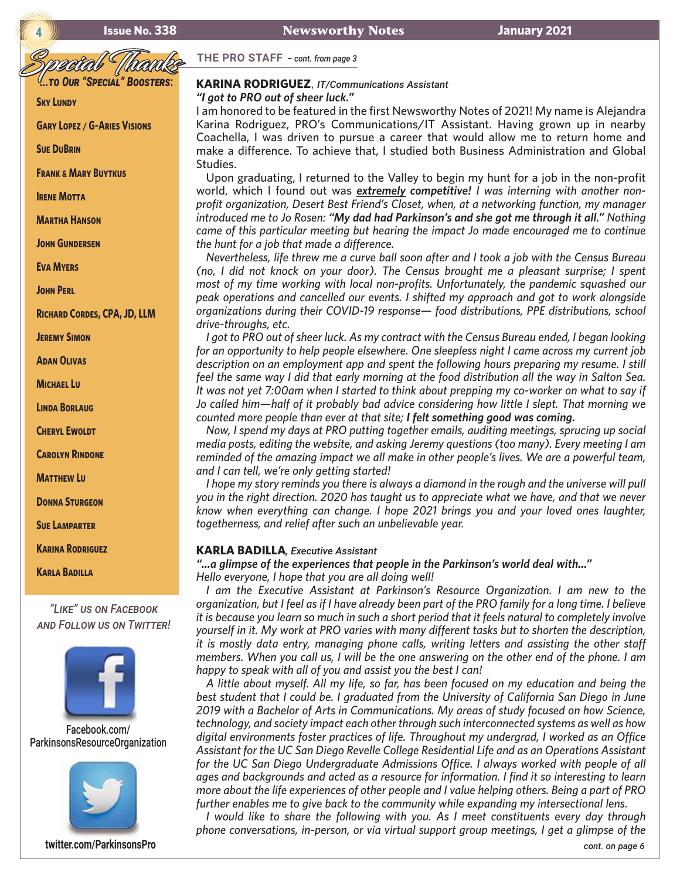## Special Thanks

**...to Our "Special" Boosters:**

- Sky Lundy
- Gary Lopez / G-Aries Visions
- Sue DuBrin
- Frank & Mary Buytkus
- Irene Motta
- Martha Hanson
- John Gundersen
- Eva Myers
- John Perl
- Richard Cordes, CPA, JD, LLM
- Jeremy Simon
- Adan Olivas
- Michael Lu
- Linda Borlaug
- Cheryl Ewoldt
- Carolyn Rindone
- Matthew Lu
- Donna Sturgeon
- Sue Lamparter
- Karina Rodriguez
- Karla Badilla

*"Like" us on Facebook and Follow us on Twitter!*

Facebook.com/ParkinsonsResourceOrganization

twitter.com/ParkinsonsPro

## THE PRO STAFF – *cont. from page 3*

### KARINA RODRIGUEZ, *IT/Communications Assistant*

***"I got to PRO out of sheer luck."***

I am honored to be featured in the first Newsworthy Notes of 2021! My name is Alejandra Karina Rodriguez, PRO's Communications/IT Assistant. Having grown up in nearby Coachella, I was driven to pursue a career that would allow me to return home and make a difference. To achieve that, I studied both Business Administration and Global Studies.

*Upon graduating, I returned to the Valley to begin my hunt for a job in the non-profit world, which I found out was **extremely competitive!** I was interning with another non-profit organization, Desert Best Friend's Closet, when, at a networking function, my manager introduced me to Jo Rosen: **"My dad had Parkinson's and she got me through it all."** Nothing came of this particular meeting but hearing the impact Jo made encouraged me to continue the hunt for a job that made a difference.*

*Nevertheless, life threw me a curve ball soon after and I took a job with the Census Bureau (no, I did not knock on your door). The Census brought me a pleasant surprise; I spent most of my time working with local non-profits. Unfortunately, the pandemic squashed our peak operations and cancelled our events. I shifted my approach and got to work alongside organizations during their COVID-19 response— food distributions, PPE distributions, school drive-throughs, etc.*

*I got to PRO out of sheer luck. As my contract with the Census Bureau ended, I began looking for an opportunity to help people elsewhere. One sleepless night I came across my current job description on an employment app and spent the following hours preparing my resume. I still feel the same way I did that early morning at the food distribution all the way in Salton Sea. It was not yet 7:00am when I started to think about prepping my co-worker on what to say if Jo called him—half of it probably bad advice considering how little I slept. That morning we counted more people than ever at that site; **I felt something good was coming.***

*Now, I spend my days at PRO putting together emails, auditing meetings, sprucing up social media posts, editing the website, and asking Jeremy questions (too many). Every meeting I am reminded of the amazing impact we all make in other people's lives. We are a powerful team, and I can tell, we're only getting started!*

*I hope my story reminds you there is always a diamond in the rough and the universe will pull you in the right direction. 2020 has taught us to appreciate what we have, and that we never know when everything can change. I hope 2021 brings you and your loved ones laughter, togetherness, and relief after such an unbelievable year.*

### KARLA BADILLA, *Executive Assistant*

***"...a glimpse of the experiences that people in the Parkinson's world deal with..."***

*Hello everyone, I hope that you are all doing well!*

*I am the Executive Assistant at Parkinson's Resource Organization. I am new to the organization, but I feel as if I have already been part of the PRO family for a long time. I believe it is because you learn so much in such a short period that it feels natural to completely involve yourself in it. My work at PRO varies with many different tasks but to shorten the description, it is mostly data entry, managing phone calls, writing letters and assisting the other staff members. When you call us, I will be the one answering on the other end of the phone. I am happy to speak with all of you and assist you the best I can!*

*A little about myself. All my life, so far, has been focused on my education and being the best student that I could be. I graduated from the University of California San Diego in June 2019 with a Bachelor of Arts in Communications. My areas of study focused on how Science, technology, and society impact each other through such interconnected systems as well as how digital environments foster practices of life. Throughout my undergrad, I worked as an Office Assistant for the UC San Diego Revelle College Residential Life and as an Operations Assistant for the UC San Diego Undergraduate Admissions Office. I always worked with people of all ages and backgrounds and acted as a resource for information. I find it so interesting to learn more about the life experiences of other people and I value helping others. Being a part of PRO further enables me to give back to the community while expanding my intersectional lens.*

*I would like to share the following with you. As I meet constituents every day through phone conversations, in-person, or via virtual support group meetings, I get a glimpse of the*

*cont. on page 6*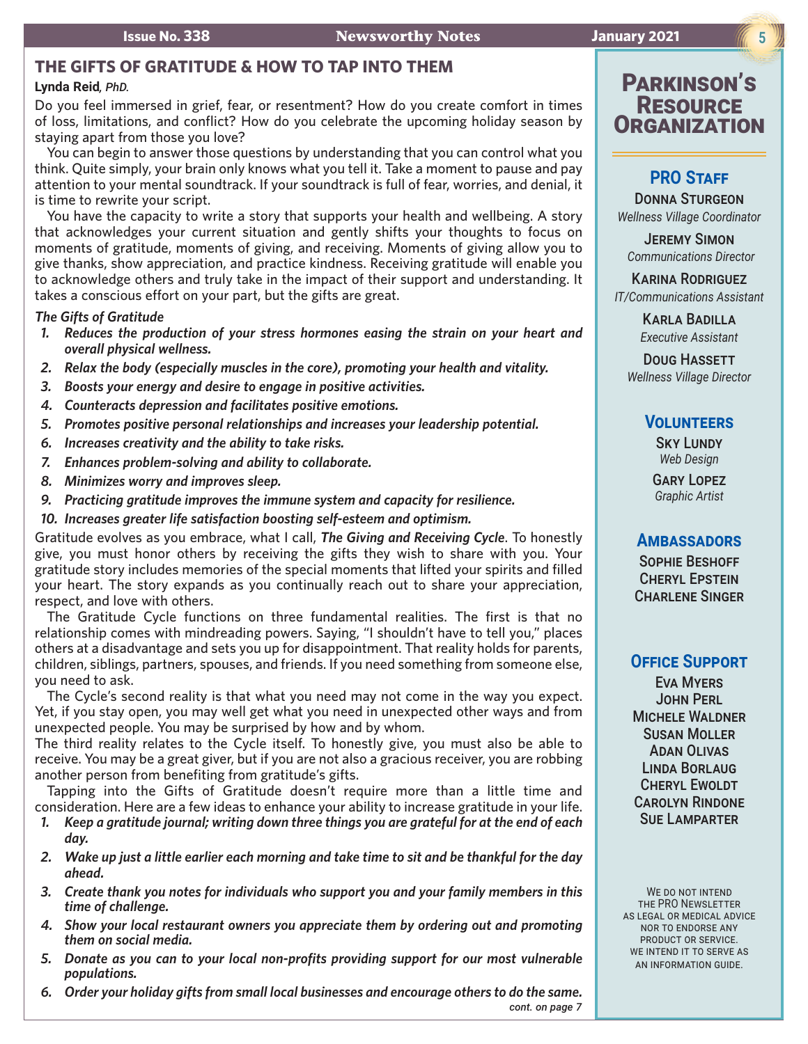## THE GIFTS OF GRATITUDE & HOW TO TAP INTO THEM

**Lynda Reid**, *PhD.*

Do you feel immersed in grief, fear, or resentment? How do you create comfort in times of loss, limitations, and conflict? How do you celebrate the upcoming holiday season by staying apart from those you love?

You can begin to answer those questions by understanding that you can control what you think. Quite simply, your brain only knows what you tell it. Take a moment to pause and pay attention to your mental soundtrack. If your soundtrack is full of fear, worries, and denial, it is time to rewrite your script.

You have the capacity to write a story that supports your health and wellbeing. A story that acknowledges your current situation and gently shifts your thoughts to focus on moments of gratitude, moments of giving, and receiving. Moments of giving allow you to give thanks, show appreciation, and practice kindness. Receiving gratitude will enable you to acknowledge others and truly take in the impact of their support and understanding. It takes a conscious effort on your part, but the gifts are great.

***The Gifts of Gratitude***

1. ***Reduces the production of your stress hormones easing the strain on your heart and overall physical wellness.***
2. ***Relax the body (especially muscles in the core), promoting your health and vitality.***
3. ***Boosts your energy and desire to engage in positive activities.***
4. ***Counteracts depression and facilitates positive emotions.***
5. ***Promotes positive personal relationships and increases your leadership potential.***
6. ***Increases creativity and the ability to take risks.***
7. ***Enhances problem-solving and ability to collaborate.***
8. ***Minimizes worry and improves sleep.***
9. ***Practicing gratitude improves the immune system and capacity for resilience.***
10. ***Increases greater life satisfaction boosting self-esteem and optimism.***

Gratitude evolves as you embrace, what I call, ***The Giving and Receiving Cycle***. To honestly give, you must honor others by receiving the gifts they wish to share with you. Your gratitude story includes memories of the special moments that lifted your spirits and filled your heart. The story expands as you continually reach out to share your appreciation, respect, and love with others.

The Gratitude Cycle functions on three fundamental realities. The first is that no relationship comes with mindreading powers. Saying, "I shouldn't have to tell you," places others at a disadvantage and sets you up for disappointment. That reality holds for parents, children, siblings, partners, spouses, and friends. If you need something from someone else, you need to ask.

The Cycle's second reality is that what you need may not come in the way you expect. Yet, if you stay open, you may well get what you need in unexpected other ways and from unexpected people. You may be surprised by how and by whom.

The third reality relates to the Cycle itself. To honestly give, you must also be able to receive. You may be a great giver, but if you are not also a gracious receiver, you are robbing another person from benefiting from gratitude's gifts.

Tapping into the Gifts of Gratitude doesn't require more than a little time and consideration. Here are a few ideas to enhance your ability to increase gratitude in your life.

1. ***Keep a gratitude journal; writing down three things you are grateful for at the end of each day.***
2. ***Wake up just a little earlier each morning and take time to sit and be thankful for the day ahead.***
3. ***Create thank you notes for individuals who support you and your family members in this time of challenge.***
4. ***Show your local restaurant owners you appreciate them by ordering out and promoting them on social media.***
5. ***Donate as you can to your local non-profits providing support for our most vulnerable populations.***
6. ***Order your holiday gifts from small local businesses and encourage others to do the same.***

*cont. on page 7*

---

## Parkinson's Resource Organization

### PRO Staff

**Donna Sturgeon**
*Wellness Village Coordinator*

**Jeremy Simon**
*Communications Director*

**Karina Rodriguez**
*IT/Communications Assistant*

**Karla Badilla**
*Executive Assistant*

**Doug Hassett**
*Wellness Village Director*

### Volunteers

**Sky Lundy**
*Web Design*

**Gary Lopez**
*Graphic Artist*

### Ambassadors

**Sophie Beshoff**
**Cheryl Epstein**
**Charlene Singer**

### Office Support

**Eva Myers**
**John Perl**
**Michele Waldner**
**Susan Moller**
**Adan Olivas**
**Linda Borlaug**
**Cheryl Ewoldt**
**Carolyn Rindone**
**Sue Lamparter**

We do not intend the PRO Newsletter as legal or medical advice nor to endorse any product or service. We intend it to serve as an information guide.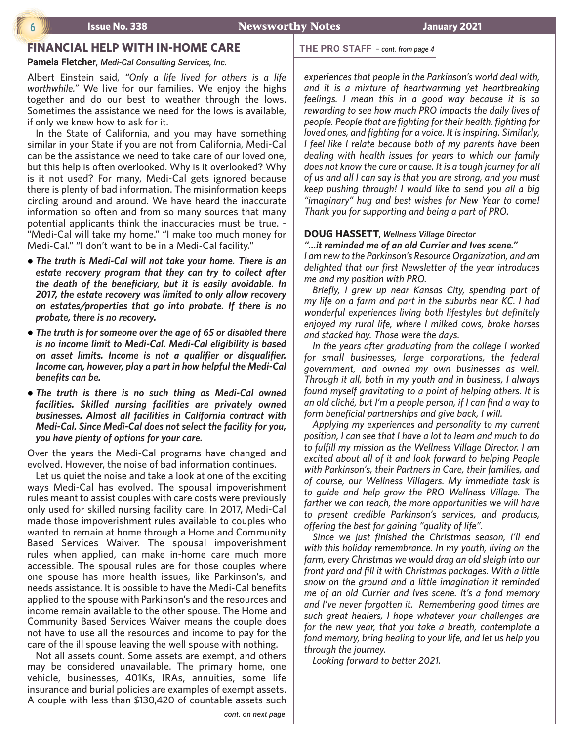## FINANCIAL HELP WITH IN-HOME CARE

**Pamela Fletcher**, *Medi-Cal Consulting Services, Inc.*

Albert Einstein said, *"Only a life lived for others is a life worthwhile."* We live for our families. We enjoy the highs together and do our best to weather through the lows. Sometimes the assistance we need for the lows is available, if only we knew how to ask for it.

In the State of California, and you may have something similar in your State if you are not from California, Medi-Cal can be the assistance we need to take care of our loved one, but this help is often overlooked. Why is it overlooked? Why is it not used? For many, Medi-Cal gets ignored because there is plenty of bad information. The misinformation keeps circling around and around. We have heard the inaccurate information so often and from so many sources that many potential applicants think the inaccuracies must be true. - "Medi-Cal will take my home." "I make too much money for Medi-Cal." "I don't want to be in a Medi-Cal facility."

- ***The truth is Medi-Cal will not take your home. There is an estate recovery program that they can try to collect after the death of the beneficiary, but it is easily avoidable. In 2017, the estate recovery was limited to only allow recovery on estates/properties that go into probate. If there is no probate, there is no recovery.***
- ***The truth is for someone over the age of 65 or disabled there is no income limit to Medi-Cal. Medi-Cal eligibility is based on asset limits. Income is not a qualifier or disqualifier. Income can, however, play a part in how helpful the Medi-Cal benefits can be.***
- ***The truth is there is no such thing as Medi-Cal owned facilities. Skilled nursing facilities are privately owned businesses. Almost all facilities in California contract with Medi-Cal. Since Medi-Cal does not select the facility for you, you have plenty of options for your care.***

Over the years the Medi-Cal programs have changed and evolved. However, the noise of bad information continues.

Let us quiet the noise and take a look at one of the exciting ways Medi-Cal has evolved. The spousal impoverishment rules meant to assist couples with care costs were previously only used for skilled nursing facility care. In 2017, Medi-Cal made those impoverishment rules available to couples who wanted to remain at home through a Home and Community Based Services Waiver. The spousal impoverishment rules when applied, can make in-home care much more accessible. The spousal rules are for those couples where one spouse has more health issues, like Parkinson's, and needs assistance. It is possible to have the Medi-Cal benefits applied to the spouse with Parkinson's and the resources and income remain available to the other spouse. The Home and Community Based Services Waiver means the couple does not have to use all the resources and income to pay for the care of the ill spouse leaving the well spouse with nothing.

Not all assets count. Some assets are exempt, and others may be considered unavailable. The primary home, one vehicle, businesses, 401Ks, IRAs, annuities, some life insurance and burial policies are examples of exempt assets. A couple with less than $130,420 of countable assets such

*cont. on next page*

## THE PRO STAFF – *cont. from page 4*

*experiences that people in the Parkinson's world deal with, and it is a mixture of heartwarming yet heartbreaking feelings. I mean this in a good way because it is so rewarding to see how much PRO impacts the daily lives of people. People that are fighting for their health, fighting for loved ones, and fighting for a voice. It is inspiring. Similarly, I feel like I relate because both of my parents have been dealing with health issues for years to which our family does not know the cure or cause. It is a tough journey for all of us and all I can say is that you are strong, and you must keep pushing through! I would like to send you all a big "imaginary" hug and best wishes for New Year to come! Thank you for supporting and being a part of PRO.*

**DOUG HASSETT**, ***Wellness Village Director***

***"...it reminded me of an old Currier and Ives scene."***

*I am new to the Parkinson's Resource Organization, and am delighted that our first Newsletter of the year introduces me and my position with PRO.*

*Briefly, I grew up near Kansas City, spending part of my life on a farm and part in the suburbs near KC. I had wonderful experiences living both lifestyles but definitely enjoyed my rural life, where I milked cows, broke horses and stacked hay. Those were the days.*

*In the years after graduating from the college I worked for small businesses, large corporations, the federal government, and owned my own businesses as well. Through it all, both in my youth and in business, I always found myself gravitating to a point of helping others. It is an old cliché, but I'm a people person, if I can find a way to form beneficial partnerships and give back, I will.*

*Applying my experiences and personality to my current position, I can see that I have a lot to learn and much to do to fulfill my mission as the Wellness Village Director. I am excited about all of it and look forward to helping People with Parkinson's, their Partners in Care, their families, and of course, our Wellness Villagers. My immediate task is to guide and help grow the PRO Wellness Village. The farther we can reach, the more opportunities we will have to present credible Parkinson's services, and products, offering the best for gaining "quality of life".*

*Since we just finished the Christmas season, I'll end with this holiday remembrance. In my youth, living on the farm, every Christmas we would drag an old sleigh into our front yard and fill it with Christmas packages. With a little snow on the ground and a little imagination it reminded me of an old Currier and Ives scene. It's a fond memory and I've never forgotten it. Remembering good times are such great healers, I hope whatever your challenges are for the new year, that you take a breath, contemplate a fond memory, bring healing to your life, and let us help you through the journey.*

*Looking forward to better 2021.*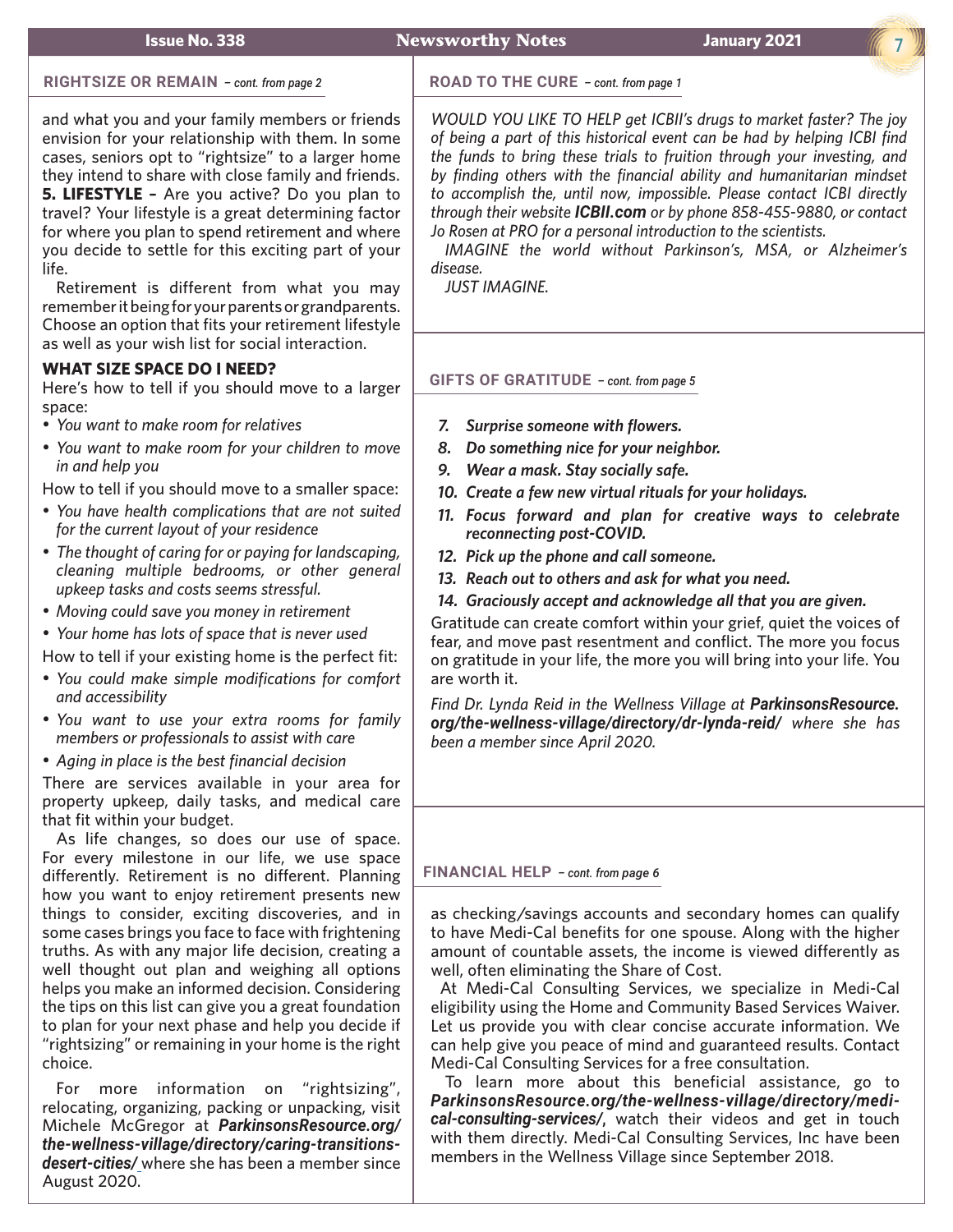## RIGHTSIZE OR REMAIN – *cont. from page 2*

and what you and your family members or friends envision for your relationship with them. In some cases, seniors opt to "rightsize" to a larger home they intend to share with close family and friends.

**5. LIFESTYLE –** Are you active? Do you plan to travel? Your lifestyle is a great determining factor for where you plan to spend retirement and where you decide to settle for this exciting part of your life.

Retirement is different from what you may remember it being for your parents or grandparents. Choose an option that fits your retirement lifestyle as well as your wish list for social interaction.

### WHAT SIZE SPACE DO I NEED?

Here's how to tell if you should move to a larger space:

- *You want to make room for relatives*
- *You want to make room for your children to move in and help you*

How to tell if you should move to a smaller space:

- *You have health complications that are not suited for the current layout of your residence*
- *The thought of caring for or paying for landscaping, cleaning multiple bedrooms, or other general upkeep tasks and costs seems stressful.*
- *Moving could save you money in retirement*
- *Your home has lots of space that is never used*

How to tell if your existing home is the perfect fit:

- *You could make simple modifications for comfort and accessibility*
- *You want to use your extra rooms for family members or professionals to assist with care*
- *Aging in place is the best financial decision*

There are services available in your area for property upkeep, daily tasks, and medical care that fit within your budget.

As life changes, so does our use of space. For every milestone in our life, we use space differently. Retirement is no different. Planning how you want to enjoy retirement presents new things to consider, exciting discoveries, and in some cases brings you face to face with frightening truths. As with any major life decision, creating a well thought out plan and weighing all options helps you make an informed decision. Considering the tips on this list can give you a great foundation to plan for your next phase and help you decide if "rightsizing" or remaining in your home is the right choice.

For more information on "rightsizing", relocating, organizing, packing or unpacking, visit Michele McGregor at ***ParkinsonsResource.org/the-wellness-village/directory/caring-transitions-desert-cities/*** where she has been a member since August 2020.

## ROAD TO THE CURE – *cont. from page 1*

*WOULD YOU LIKE TO HELP get ICBII's drugs to market faster? The joy of being a part of this historical event can be had by helping ICBI find the funds to bring these trials to fruition through your investing, and by finding others with the financial ability and humanitarian mindset to accomplish the, until now, impossible. Please contact ICBI directly through their website **ICBII.com** or by phone 858-455-9880, or contact Jo Rosen at PRO for a personal introduction to the scientists.*

*IMAGINE the world without Parkinson's, MSA, or Alzheimer's disease.*

*JUST IMAGINE.*

## GIFTS OF GRATITUDE – *cont. from page 5*

7. ***Surprise someone with flowers.***
8. ***Do something nice for your neighbor.***
9. ***Wear a mask. Stay socially safe.***
10. ***Create a few new virtual rituals for your holidays.***
11. ***Focus forward and plan for creative ways to celebrate reconnecting post-COVID.***
12. ***Pick up the phone and call someone.***
13. ***Reach out to others and ask for what you need.***
14. ***Graciously accept and acknowledge all that you are given.***

Gratitude can create comfort within your grief, quiet the voices of fear, and move past resentment and conflict. The more you focus on gratitude in your life, the more you will bring into your life. You are worth it.

*Find Dr. Lynda Reid in the Wellness Village at **ParkinsonsResource.org/the-wellness-village/directory/dr-lynda-reid/** where she has been a member since April 2020.*

## FINANCIAL HELP – *cont. from page 6*

as checking/savings accounts and secondary homes can qualify to have Medi-Cal benefits for one spouse. Along with the higher amount of countable assets, the income is viewed differently as well, often eliminating the Share of Cost.

At Medi-Cal Consulting Services, we specialize in Medi-Cal eligibility using the Home and Community Based Services Waiver. Let us provide you with clear concise accurate information. We can help give you peace of mind and guaranteed results. Contact Medi-Cal Consulting Services for a free consultation.

To learn more about this beneficial assistance, go to ***ParkinsonsResource.org/the-wellness-village/directory/medi-cal-consulting-services/***, watch their videos and get in touch with them directly. Medi-Cal Consulting Services, Inc have been members in the Wellness Village since September 2018.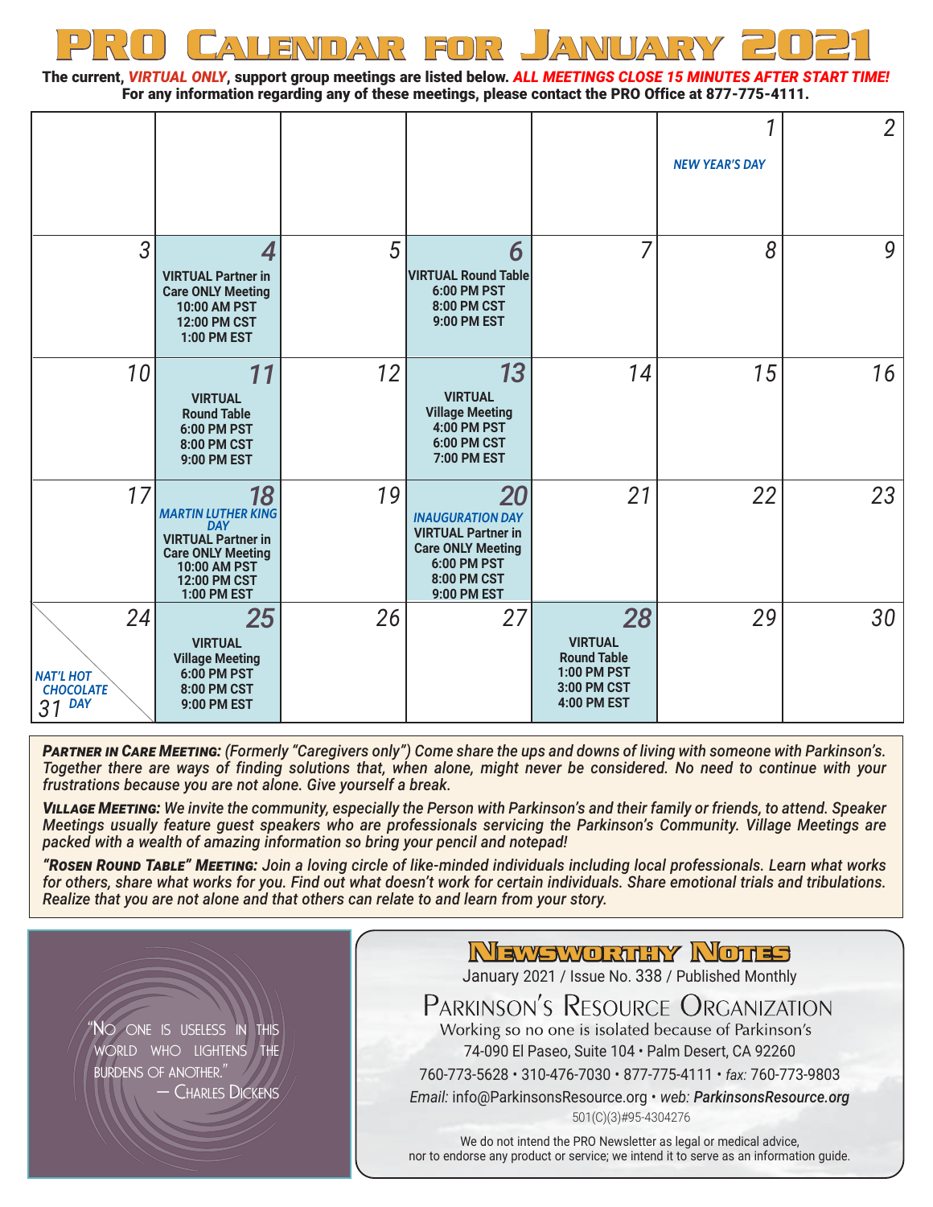# PRO Calendar for January 2021

The current, *VIRTUAL ONLY*, support group meetings are listed below. **ALL MEETINGS CLOSE 15 MINUTES AFTER START TIME!**
For any information regarding any of these meetings, please contact the PRO Office at 877-775-4111.

| | | | | | | |
|---|---|---|---|---|---|---|
| | | | | | 1 NEW YEAR'S DAY | 2 |
| 3 | 4 VIRTUAL Partner in Care ONLY Meeting 10:00 AM PST 12:00 PM CST 1:00 PM EST | 5 | 6 VIRTUAL Round Table 6:00 PM PST 8:00 PM CST 9:00 PM EST | 7 | 8 | 9 |
| 10 | 11 VIRTUAL Round Table 6:00 PM PST 8:00 PM CST 9:00 PM EST | 12 | 13 VIRTUAL Village Meeting 4:00 PM PST 6:00 PM CST 7:00 PM EST | 14 | 15 | 16 |
| 17 | 18 MARTIN LUTHER KING DAY VIRTUAL Partner in Care ONLY Meeting 10:00 AM PST 12:00 PM CST 1:00 PM EST | 19 | 20 INAUGURATION DAY VIRTUAL Partner in Care ONLY Meeting 6:00 PM PST 8:00 PM CST 9:00 PM EST | 21 | 22 | 23 |
| 24 / 31 NAT'L HOT CHOCOLATE DAY | 25 VIRTUAL Village Meeting 6:00 PM PST 8:00 PM CST 9:00 PM EST | 26 | 27 | 28 VIRTUAL Round Table 1:00 PM PST 3:00 PM CST 4:00 PM EST | 29 | 30 |

***Partner in Care Meeting:*** *(Formerly "Caregivers only") Come share the ups and downs of living with someone with Parkinson's. Together there are ways of finding solutions that, when alone, might never be considered. No need to continue with your frustrations because you are not alone. Give yourself a break.*

***Village Meeting:*** *We invite the community, especially the Person with Parkinson's and their family or friends, to attend. Speaker Meetings usually feature guest speakers who are professionals servicing the Parkinson's Community. Village Meetings are packed with a wealth of amazing information so bring your pencil and notepad!*

***"Rosen Round Table" Meeting:*** *Join a loving circle of like-minded individuals including local professionals. Learn what works for others, share what works for you. Find out what doesn't work for certain individuals. Share emotional trials and tribulations. Realize that you are not alone and that others can relate to and learn from your story.*

"No one is useless in this world who lightens the burdens of another."
— Charles Dickens

## Newsworthy Notes

January 2021 / Issue No. 338 / Published Monthly

Parkinson's Resource Organization
Working so no one is isolated because of Parkinson's
74-090 El Paseo, Suite 104 • Palm Desert, CA 92260
760-773-5628 • 310-476-7030 • 877-775-4111 • *fax:* 760-773-9803
*Email:* info@ParkinsonsResource.org • *web:* ***ParkinsonsResource.org***
501(C)(3)#95-4304276

We do not intend the PRO Newsletter as legal or medical advice, nor to endorse any product or service; we intend it to serve as an information guide.